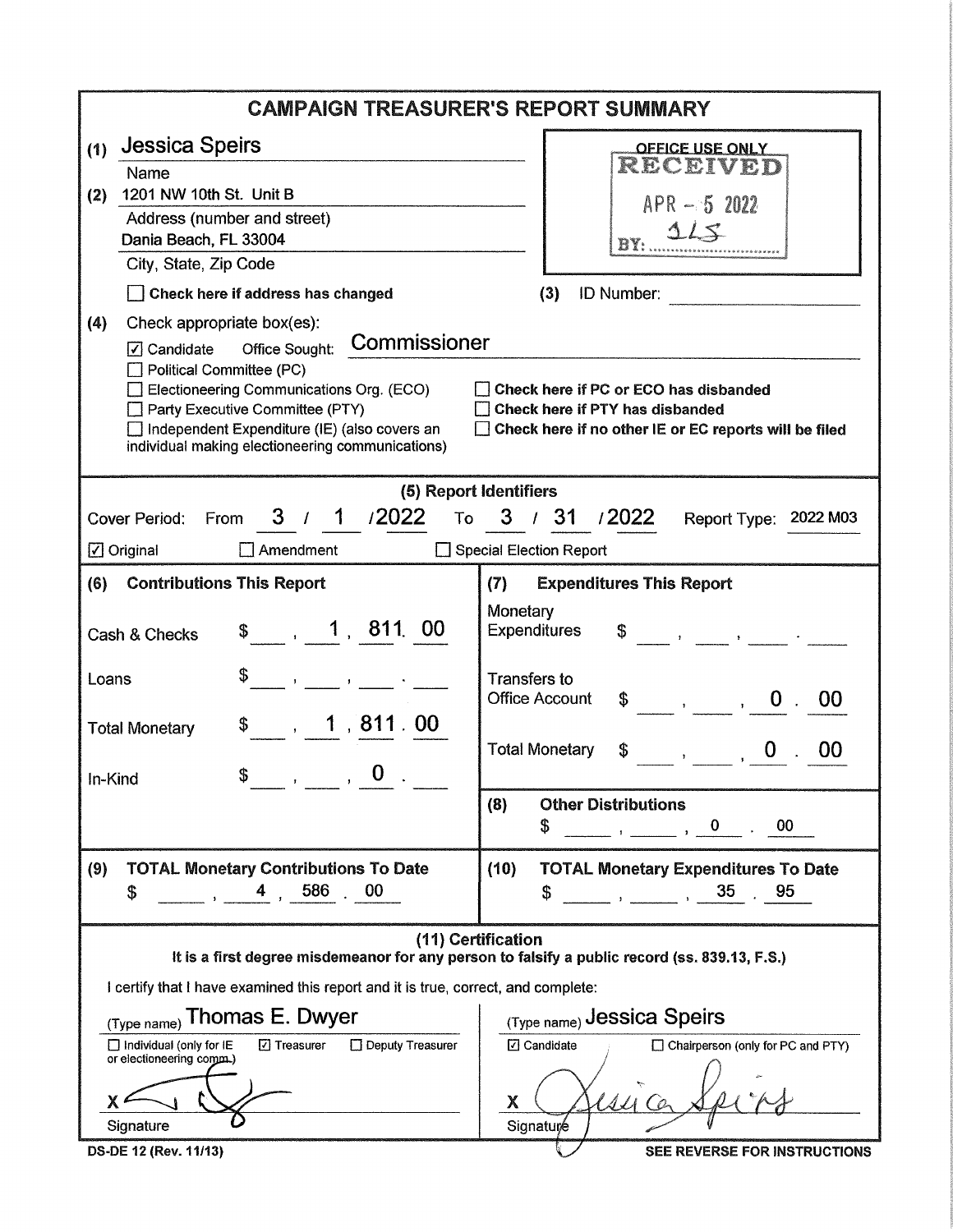# CAMPAIGN TREASURER'S REPORT SUMMARY

**(1)** Jessica Speirs
Name

**(2)** 1201 NW 10th St. Unit B
Address (number and street)
Dania Beach, FL 33004
City, State, Zip Code

☐ **Check here if address has changed**

OFFICE USE ONLY
RECEIVED
APR - 5 2022
BY: 1LS

**(3)** ID Number:

**(4)** Check appropriate box(es):

☑ Candidate  Office Sought: Commissioner
☐ Political Committee (PC)
☐ Electioneering Communications Org. (ECO)
☐ Party Executive Committee (PTY)
☐ Independent Expenditure (IE) (also covers an individual making electioneering communications)

☐ **Check here if PC or ECO has disbanded**
☐ **Check here if PTY has disbanded**
☐ **Check here if no other IE or EC reports will be filed**

## (5) Report Identifiers

Cover Period: From 3 / 1 / 2022 To 3 / 31 / 2022  Report Type: 2022 M03

☑ Original  ☐ Amendment  ☐ Special Election Report

| **(6) Contributions This Report** | | **(7) Expenditures This Report** | |
|---|---|---|---|
| Cash & Checks | $ 1,811.00 | Monetary Expenditures | $ |
| Loans | $ | Transfers to Office Account | $ 0.00 |
| Total Monetary | $ 1,811.00 | Total Monetary | $ 0.00 |
| In-Kind | $ 0. | **(8) Other Distributions** | $ 0.00 |

| **(9) TOTAL Monetary Contributions To Date** | **(10) TOTAL Monetary Expenditures To Date** |
|---|---|
| $ 4,586.00 | $ 35.95 |

## (11) Certification

**It is a first degree misdemeanor for any person to falsify a public record (ss. 839.13, F.S.)**

I certify that I have examined this report and it is true, correct, and complete:

(Type name) Thomas E. Dwyer
☐ Individual (only for IE or electioneering comm.)  ☑ Treasurer  ☐ Deputy Treasurer
X [signature]
Signature

(Type name) Jessica Speirs
☑ Candidate  ☐ Chairperson (only for PC and PTY)
X [signature]
Signature

DS-DE 12 (Rev. 11/13)  **SEE REVERSE FOR INSTRUCTIONS**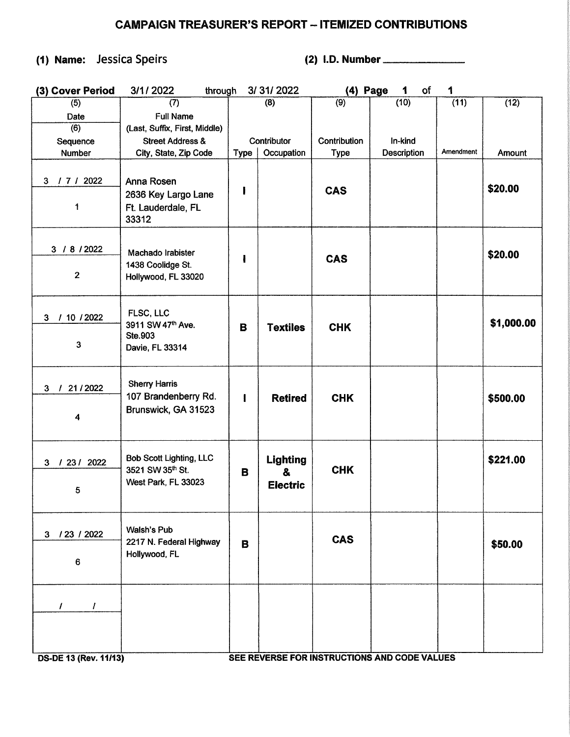# CAMPAIGN TREASURER'S REPORT – ITEMIZED CONTRIBUTIONS

**(1) Name:** Jessica Speirs **(2) I.D. Number** ______________

**(3) Cover Period** 3/1/2022 through 3/31/2022 **(4) Page** 1 of 1

| (5) Date / (6) Sequence Number | (7) Full Name (Last, Suffix, First, Middle) Street Address & City, State, Zip Code | (8) Contributor Type | (8) Contributor Occupation | (9) Contribution Type | (10) In-kind Description | (11) Amendment | (12) Amount |
|---|---|---|---|---|---|---|---|
| 3 / 7 / 2022 / 1 | Anna Rosen 2636 Key Largo Lane Ft. Lauderdale, FL 33312 | I | | CAS | | | $20.00 |
| 3 / 8 / 2022 / 2 | Machado Irabister 1438 Coolidge St. Hollywood, FL 33020 | I | | CAS | | | $20.00 |
| 3 / 10 / 2022 / 3 | FLSC, LLC 3911 SW 47th Ave. Ste.903 Davie, FL 33314 | B | Textiles | CHK | | | $1,000.00 |
| 3 / 21 / 2022 / 4 | Sherry Harris 107 Brandenberry Rd. Brunswick, GA 31523 | I | Retired | CHK | | | $500.00 |
| 3 / 23 / 2022 / 5 | Bob Scott Lighting, LLC 3521 SW 35th St. West Park, FL 33023 | B | Lighting & Electric | CHK | | | $221.00 |
| 3 / 23 / 2022 / 6 | Walsh's Pub 2217 N. Federal Highway Hollywood, FL | B | | CAS | | | $50.00 |
| / / | | | | | | | |

DS-DE 13 (Rev. 11/13) SEE REVERSE FOR INSTRUCTIONS AND CODE VALUES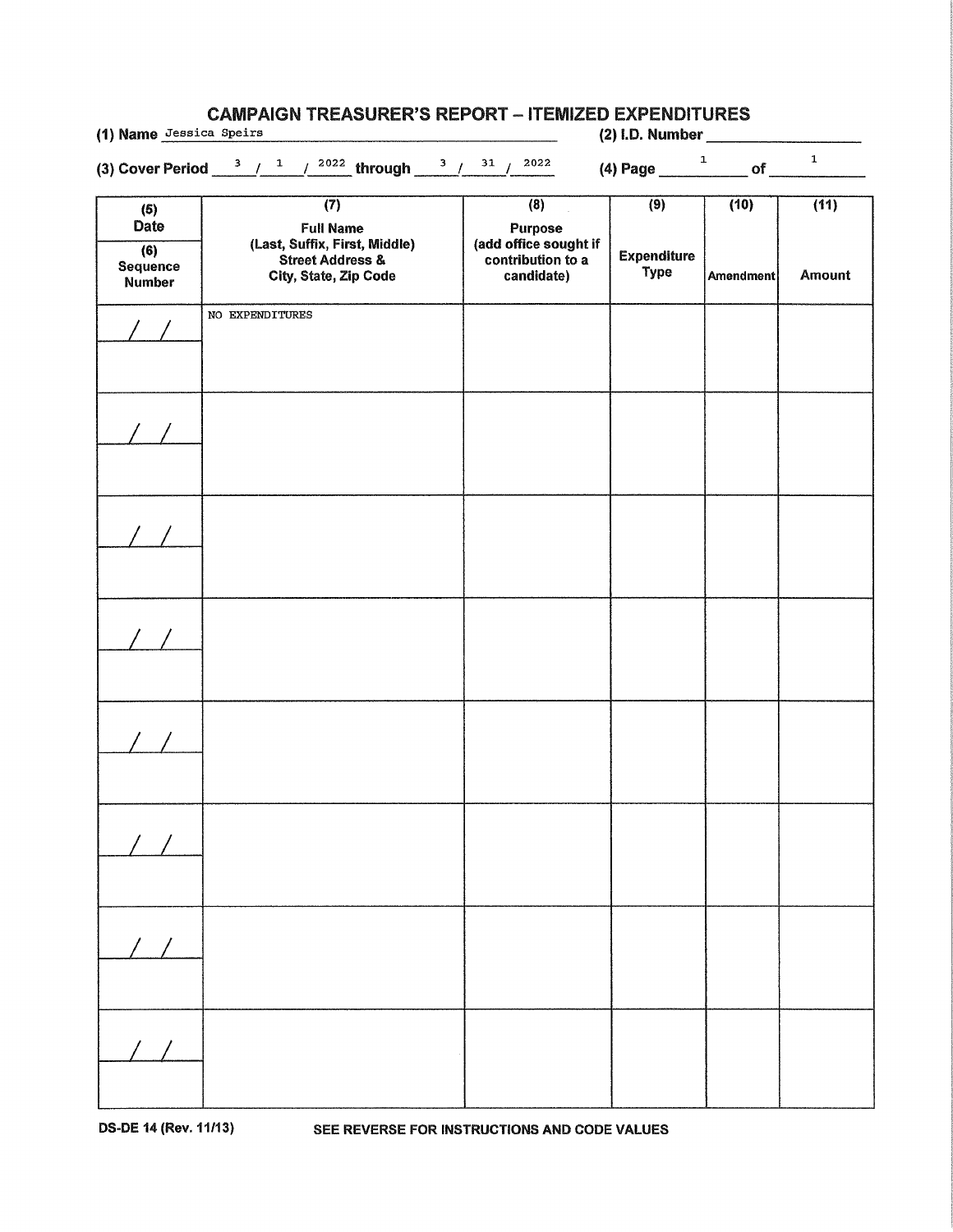# CAMPAIGN TREASURER'S REPORT – ITEMIZED EXPENDITURES

**(1) Name** Jessica Speirs **(2) I.D. Number** 

**(3) Cover Period** 3 / 1 / 2022 **through** 3 / 31 / 2022 **(4) Page** 1 **of** 1

| (5) Date / (6) Sequence Number | (7) Full Name (Last, Suffix, First, Middle) Street Address & City, State, Zip Code | (8) Purpose (add office sought if contribution to a candidate) | (9) Expenditure Type | (10) Amendment | (11) Amount |
|---|---|---|---|---|---|
| / / | NO EXPENDITURES | | | | |
| / / | | | | | |
| / / | | | | | |
| / / | | | | | |
| / / | | | | | |
| / / | | | | | |
| / / | | | | | |
| / / | | | | | |

**DS-DE 14 (Rev. 11/13)** **SEE REVERSE FOR INSTRUCTIONS AND CODE VALUES**